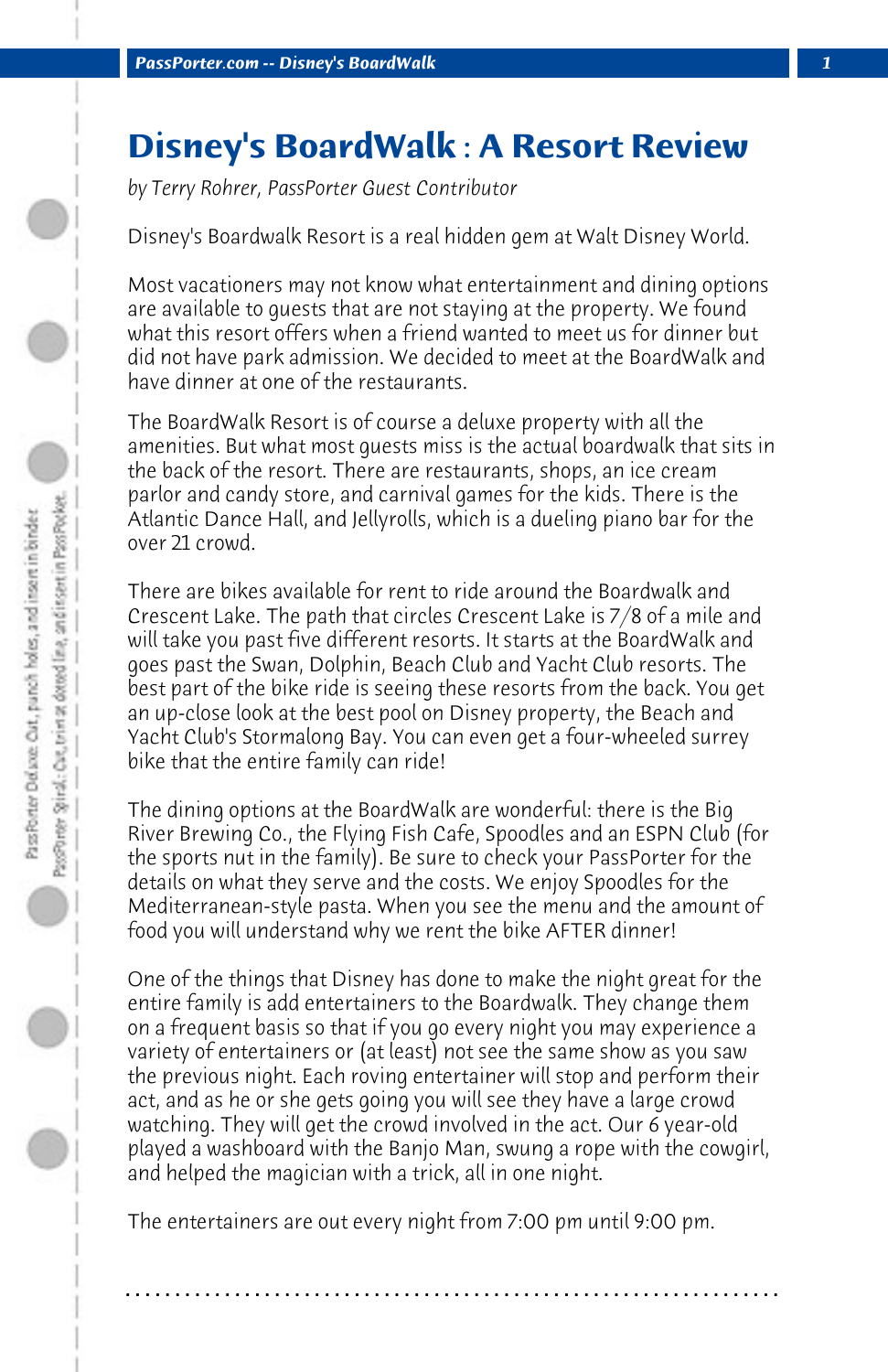# Disney's BoardWalk : A Resort Review

*by Terry Rohrer, PassPorter Guest Contributor*

Disney's Boardwalk Resort is a real hidden gem at Walt Disney World.

Most vacationers may not know what entertainment and dining options are available to guests that are not staying at the property. We found what this resort offers when a friend wanted to meet us for dinner but did not have park admission. We decided to meet at the BoardWalk and have dinner at one of the restaurants.

The BoardWalk Resort is of course a deluxe property with all the amenities. But what most guests miss is the actual boardwalk that sits in the back of the resort. There are restaurants, shops, an ice cream parlor and candy store, and carnival games for the kids. There is the Atlantic Dance Hall, and Jellyrolls, which is a dueling piano bar for the over 21 crowd.

There are bikes available for rent to ride around the Boardwalk and Crescent Lake. The path that circles Crescent Lake is 7/8 of a mile and will take you past five different resorts. It starts at the BoardWalk and goes past the Swan, Dolphin, Beach Club and Yacht Club resorts. The best part of the bike ride is seeing these resorts from the back. You get an up-close look at the best pool on Disney property, the Beach and Yacht Club's Stormalong Bay. You can even get a four-wheeled surrey bike that the entire family can ride!

The dining options at the BoardWalk are wonderful: there is the Big River Brewing Co., the Flying Fish Cafe, Spoodles and an ESPN Club (for the sports nut in the family). Be sure to check your PassPorter for the details on what they serve and the costs. We enjoy Spoodles for the Mediterranean-style pasta. When you see the menu and the amount of food you will understand why we rent the bike AFTER dinner!

One of the things that Disney has done to make the night great for the entire family is add entertainers to the Boardwalk. They change them on a frequent basis so that if you go every night you may experience a variety of entertainers or (at least) not see the same show as you saw the previous night. Each roving entertainer will stop and perform their act, and as he or she gets going you will see they have a large crowd watching. They will get the crowd involved in the act. Our 6 year-old played a washboard with the Banjo Man, swung a rope with the cowgirl, and helped the magician with a trick, all in one night.

The entertainers are out every night from 7:00 pm until 9:00 pm.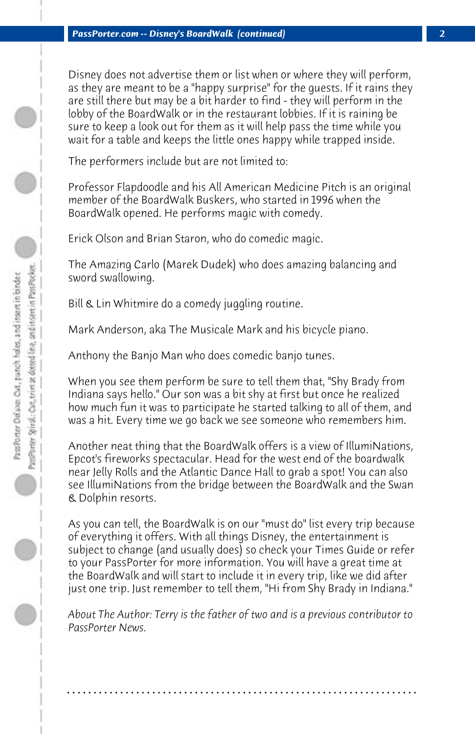Disney does not advertise them or list when or where they will perform, as they are meant to be a "happy surprise" for the guests. If it rains they are still there but may be a bit harder to find - they will perform in the lobby of the BoardWalk or in the restaurant lobbies. If it is raining be sure to keep a look out for them as it will help pass the time while you wait for a table and keeps the little ones happy while trapped inside.

The performers include but are not limited to:

Professor Flapdoodle and his All American Medicine Pitch is an original member of the BoardWalk Buskers, who started in 1996 when the BoardWalk opened. He performs magic with comedy.

Erick Olson and Brian Staron, who do comedic magic.

The Amazing Carlo (Marek Dudek) who does amazing balancing and sword swallowing.

Bill & Lin Whitmire do a comedy juggling routine.

Mark Anderson, aka The Musicale Mark and his bicycle piano.

Anthony the Banjo Man who does comedic banjo tunes.

When you see them perform be sure to tell them that, "Shy Brady from Indiana says hello." Our son was a bit shy at first but once he realized how much fun it was to participate he started talking to all of them, and was a hit. Every time we go back we see someone who remembers him.

Another neat thing that the BoardWalk offers is a view of IllumiNations, Epcot's fireworks spectacular. Head for the west end of the boardwalk near Jelly Rolls and the Atlantic Dance Hall to grab a spot! You can also see IllumiNations from the bridge between the BoardWalk and the Swan & Dolphin resorts.

As you can tell, the BoardWalk is on our "must do" list every trip because of everything it offers. With all things Disney, the entertainment is subject to change (and usually does) so check your Times Guide or refer to your PassPorter for more information. You will have a great time at the BoardWalk and will start to include it in every trip, like we did after just one trip. Just remember to tell them, "Hi from Shy Brady in Indiana."

*About The Author: Terry is the father of two and is a previous contributor to PassPorter News.*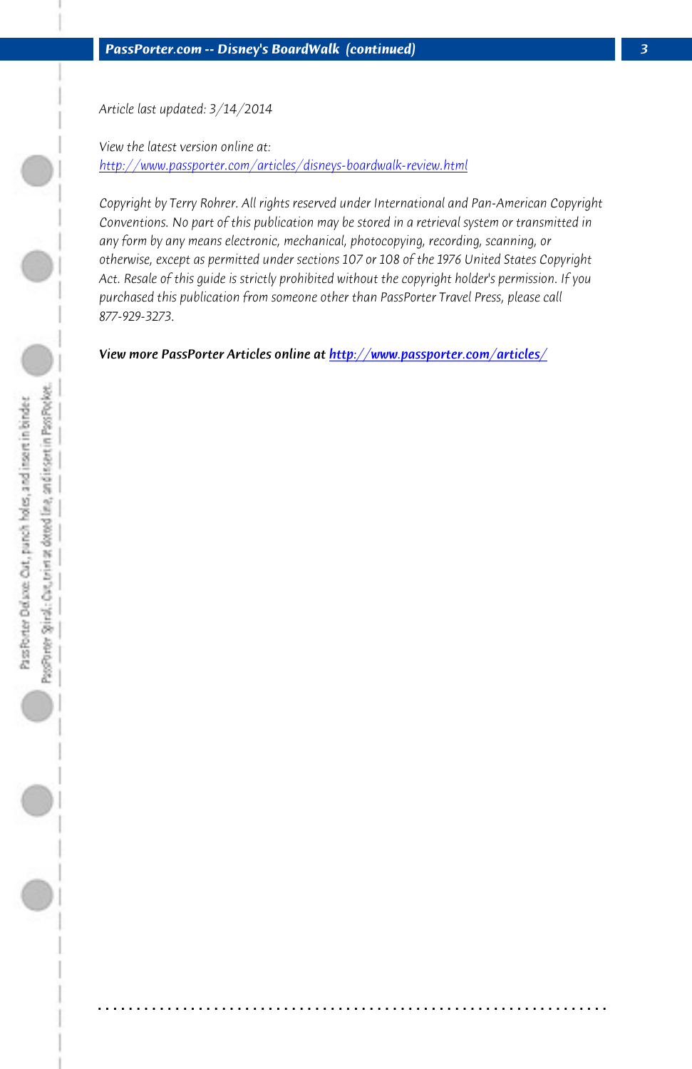*Article last updated: 3/14/2014*

*View the latest version online at:*
*http://www.passporter.com/articles/disneys-boardwalk-review.html*

*Copyright by Terry Rohrer. All rights reserved under International and Pan-American Copyright Conventions. No part of this publication may be stored in a retrieval system or transmitted in any form by any means electronic, mechanical, photocopying, recording, scanning, or otherwise, except as permitted under sections 107 or 108 of the 1976 United States Copyright Act. Resale of this guide is strictly prohibited without the copyright holder's permission. If you purchased this publication from someone other than PassPorter Travel Press, please call 877-929-3273.*

***View more PassPorter Articles online at http://www.passporter.com/articles/***